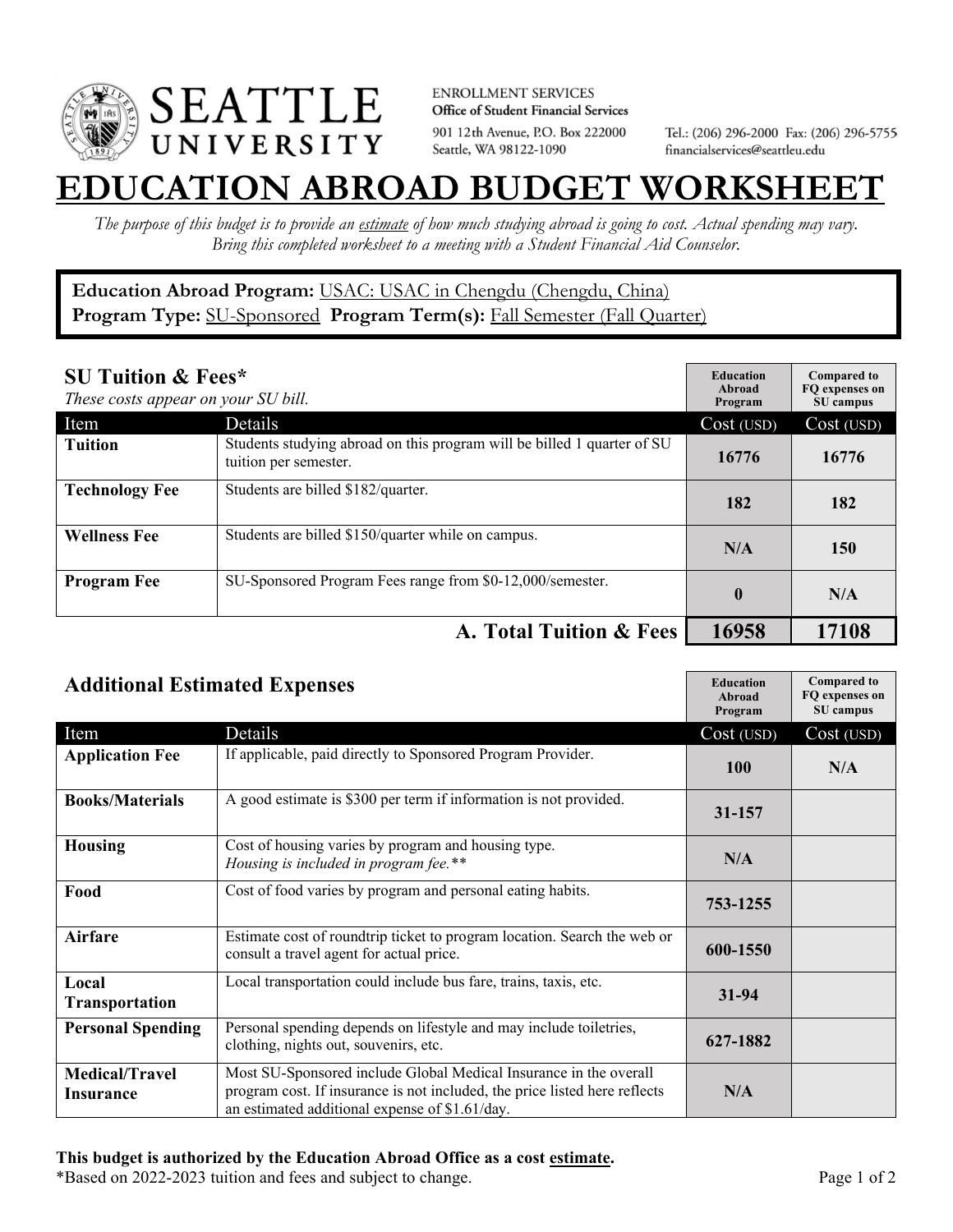SEATTLE UNIVERSITY

ENROLLMENT SERVICES
**Office of Student Financial Services**
901 12th Avenue, P.O. Box 222000
Seattle, WA 98122-1090

Tel.: (206) 296-2000 Fax: (206) 296-5755
financialservices@seattleu.edu

# EDUCATION ABROAD BUDGET WORKSHEET

*The purpose of this budget is to provide an estimate of how much studying abroad is going to cost. Actual spending may vary. Bring this completed worksheet to a meeting with a Student Financial Aid Counselor.*

**Education Abroad Program:** USAC: USAC in Chengdu (Chengdu, China)
**Program Type:** SU-Sponsored **Program Term(s):** Fall Semester (Fall Quarter)

## SU Tuition & Fees*

*These costs appear on your SU bill.*

| Item | Details | Education Abroad Program Cost (USD) | Compared to FQ expenses on SU campus Cost (USD) |
|---|---|---|---|
| **Tuition** | Students studying abroad on this program will be billed 1 quarter of SU tuition per semester. | 16776 | 16776 |
| **Technology Fee** | Students are billed $182/quarter. | 182 | 182 |
| **Wellness Fee** | Students are billed $150/quarter while on campus. | N/A | 150 |
| **Program Fee** | SU-Sponsored Program Fees range from $0-12,000/semester. | 0 | N/A |
| | **A. Total Tuition & Fees** | **16958** | **17108** |

## Additional Estimated Expenses

| Item | Details | Education Abroad Program Cost (USD) | Compared to FQ expenses on SU campus Cost (USD) |
|---|---|---|---|
| **Application Fee** | If applicable, paid directly to Sponsored Program Provider. | 100 | N/A |
| **Books/Materials** | A good estimate is $300 per term if information is not provided. | 31-157 | |
| **Housing** | Cost of housing varies by program and housing type. *Housing is included in program fee.** * | N/A | |
| **Food** | Cost of food varies by program and personal eating habits. | 753-1255 | |
| **Airfare** | Estimate cost of roundtrip ticket to program location. Search the web or consult a travel agent for actual price. | 600-1550 | |
| **Local Transportation** | Local transportation could include bus fare, trains, taxis, etc. | 31-94 | |
| **Personal Spending** | Personal spending depends on lifestyle and may include toiletries, clothing, nights out, souvenirs, etc. | 627-1882 | |
| **Medical/Travel Insurance** | Most SU-Sponsored include Global Medical Insurance in the overall program cost. If insurance is not included, the price listed here reflects an estimated additional expense of $1.61/day. | N/A | |

**This budget is authorized by the Education Abroad Office as a cost estimate.**

*Based on 2022-2023 tuition and fees and subject to change.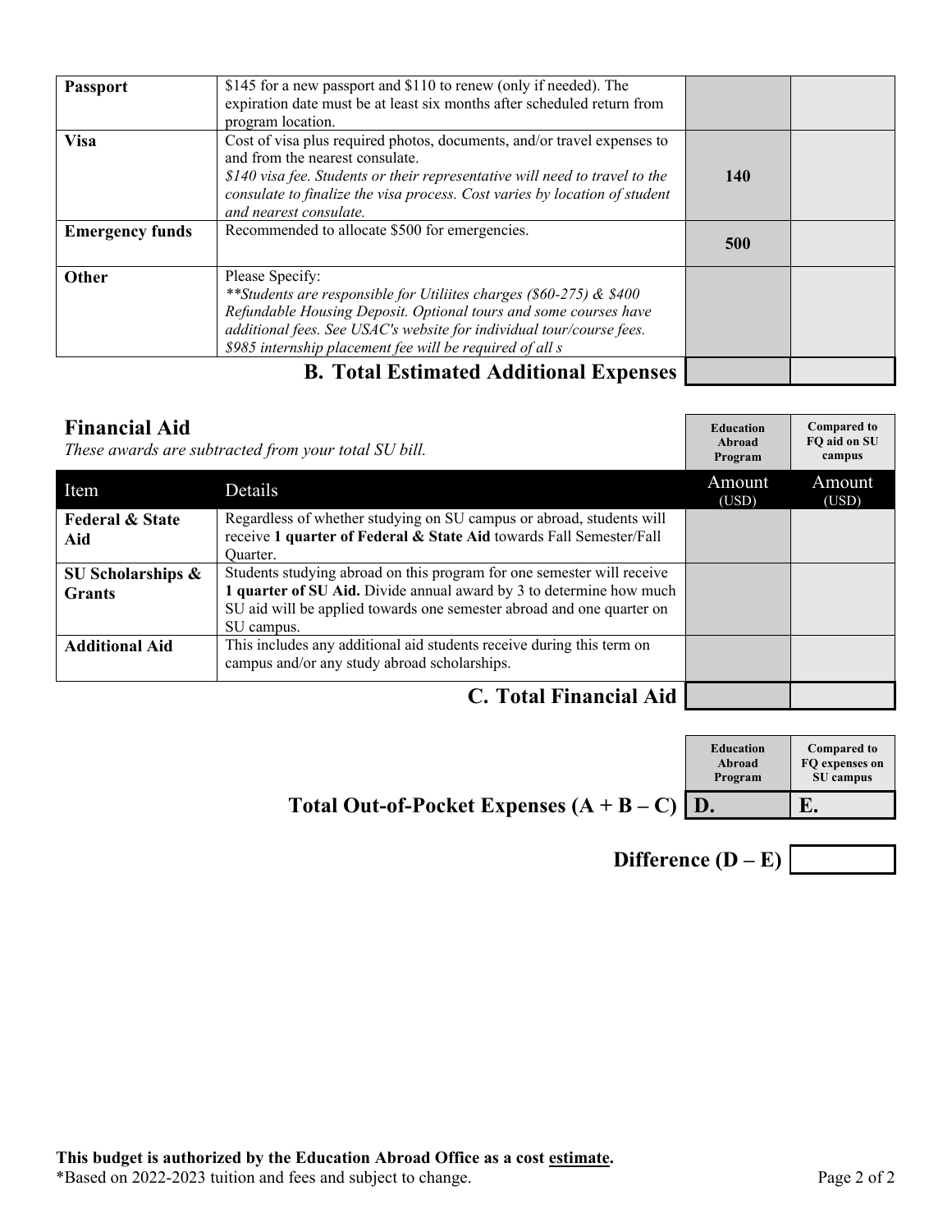| | | | |
|---|---|---|---|
| **Passport** | $145 for a new passport and $110 to renew (only if needed). The expiration date must be at least six months after scheduled return from program location. | | |
| **Visa** | Cost of visa plus required photos, documents, and/or travel expenses to and from the nearest consulate. *$140 visa fee. Students or their representative will need to travel to the consulate to finalize the visa process. Cost varies by location of student and nearest consulate.* | **140** | |
| **Emergency funds** | Recommended to allocate $500 for emergencies. | **500** | |
| **Other** | Please Specify: *\*\*Students are responsible for Utiliites charges ($60-275) & $400 Refundable Housing Deposit. Optional tours and some courses have additional fees. See USAC's website for individual tour/course fees. $985 internship placement fee will be required of all s* | | |
| | **B. Total Estimated Additional Expenses** | | |

## Financial Aid

*These awards are subtracted from your total SU bill.*

| | | **Education Abroad Program** | **Compared to FQ aid on SU campus** |
|---|---|---|---|
| Item | Details | Amount (USD) | Amount (USD) |
| **Federal & State Aid** | Regardless of whether studying on SU campus or abroad, students will receive **1 quarter of Federal & State Aid** towards Fall Semester/Fall Quarter. | | |
| **SU Scholarships & Grants** | Students studying abroad on this program for one semester will receive **1 quarter of SU Aid.** Divide annual award by 3 to determine how much SU aid will be applied towards one semester abroad and one quarter on SU campus. | | |
| **Additional Aid** | This includes any additional aid students receive during this term on campus and/or any study abroad scholarships. | | |
| | **C. Total Financial Aid** | | |

| | **Education Abroad Program** | **Compared to FQ expenses on SU campus** |
|---|---|---|
| **Total Out-of-Pocket Expenses (A + B – C)** | **D.** | **E.** |

| | |
|---|---|
| **Difference (D – E)** | |

**This budget is authorized by the Education Abroad Office as a cost estimate.**

\*Based on 2022-2023 tuition and fees and subject to change.